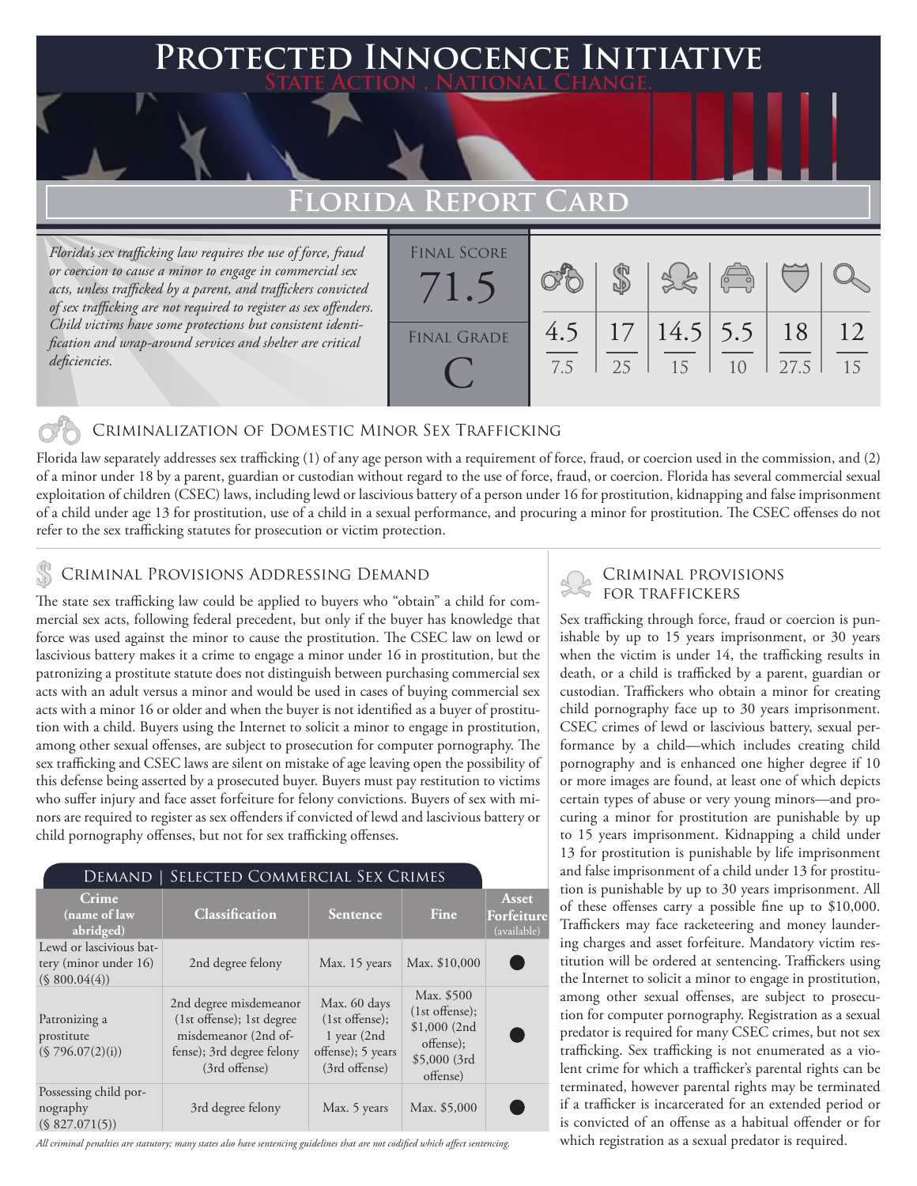# Protected Innocence Initiative

State Action . National Change.

## Florida Report Card

*Florida's sex trafficking law requires the use of force, fraud or coercion to cause a minor to engage in commercial sex acts, unless trafficked by a parent, and traffickers convicted of sex trafficking are not required to register as sex offenders. Child victims have some protections but consistent identification and wrap-around services and shelter are critical deficiencies.*

| Final Score | Final Grade |
|---|---|
| 71.5 | C |

| Criminalization | Demand | Traffickers | Facilitators | Protective Provisions | Investigative Tools |
|---|---|---|---|---|---|
| 4.5 / 7.5 | 17 / 25 | 14.5 / 15 | 5.5 / 10 | 18 / 27.5 | 12 / 15 |

## Criminalization of Domestic Minor Sex Trafficking

Florida law separately addresses sex trafficking (1) of any age person with a requirement of force, fraud, or coercion used in the commission, and (2) of a minor under 18 by a parent, guardian or custodian without regard to the use of force, fraud, or coercion. Florida has several commercial sexual exploitation of children (CSEC) laws, including lewd or lascivious battery of a person under 16 for prostitution, kidnapping and false imprisonment of a child under age 13 for prostitution, use of a child in a sexual performance, and procuring a minor for prostitution. The CSEC offenses do not refer to the sex trafficking statutes for prosecution or victim protection.

## Criminal Provisions Addressing Demand

The state sex trafficking law could be applied to buyers who "obtain" a child for commercial sex acts, following federal precedent, but only if the buyer has knowledge that force was used against the minor to cause the prostitution. The CSEC law on lewd or lascivious battery makes it a crime to engage a minor under 16 in prostitution, but the patronizing a prostitute statute does not distinguish between purchasing commercial sex acts with an adult versus a minor and would be used in cases of buying commercial sex acts with a minor 16 or older and when the buyer is not identified as a buyer of prostitution with a child. Buyers using the Internet to solicit a minor to engage in prostitution, among other sexual offenses, are subject to prosecution for computer pornography. The sex trafficking and CSEC laws are silent on mistake of age leaving open the possibility of this defense being asserted by a prosecuted buyer. Buyers must pay restitution to victims who suffer injury and face asset forfeiture for felony convictions. Buyers of sex with minors are required to register as sex offenders if convicted of lewd and lascivious battery or child pornography offenses, but not for sex trafficking offenses.

### Demand | Selected Commercial Sex Crimes

| Crime (name of law abridged) | Classification | Sentence | Fine | Asset Forfeiture (available) |
|---|---|---|---|---|
| Lewd or lascivious battery (minor under 16) (§ 800.04(4)) | 2nd degree felony | Max. 15 years | Max. $10,000 | ● |
| Patronizing a prostitute (§ 796.07(2)(i)) | 2nd degree misdemeanor (1st offense); 1st degree misdemeanor (2nd offense); 3rd degree felony (3rd offense) | Max. 60 days (1st offense); 1 year (2nd offense); 5 years (3rd offense) | Max. $500 (1st offense); $1,000 (2nd offense); $5,000 (3rd offense) | ● |
| Possessing child pornography (§ 827.071(5)) | 3rd degree felony | Max. 5 years | Max. $5,000 | ● |

*All criminal penalties are statutory; many states also have sentencing guidelines that are not codified which affect sentencing.*

## Criminal Provisions for Traffickers

Sex trafficking through force, fraud or coercion is punishable by up to 15 years imprisonment, or 30 years when the victim is under 14, the trafficking results in death, or a child is trafficked by a parent, guardian or custodian. Traffickers who obtain a minor for creating child pornography face up to 30 years imprisonment. CSEC crimes of lewd or lascivious battery, sexual performance by a child—which includes creating child pornography and is enhanced one higher degree if 10 or more images are found, at least one of which depicts certain types of abuse or very young minors—and procuring a minor for prostitution are punishable by up to 15 years imprisonment. Kidnapping a child under 13 for prostitution is punishable by life imprisonment and false imprisonment of a child under 13 for prostitution is punishable by up to 30 years imprisonment. All of these offenses carry a possible fine up to $10,000. Traffickers may face racketeering and money laundering charges and asset forfeiture. Mandatory victim restitution will be ordered at sentencing. Traffickers using the Internet to solicit a minor to engage in prostitution, among other sexual offenses, are subject to prosecution for computer pornography. Registration as a sexual predator is required for many CSEC crimes, but not sex trafficking. Sex trafficking is not enumerated as a violent crime for which a trafficker's parental rights can be terminated, however parental rights may be terminated if a trafficker is incarcerated for an extended period or is convicted of an offense as a habitual offender or for which registration as a sexual predator is required.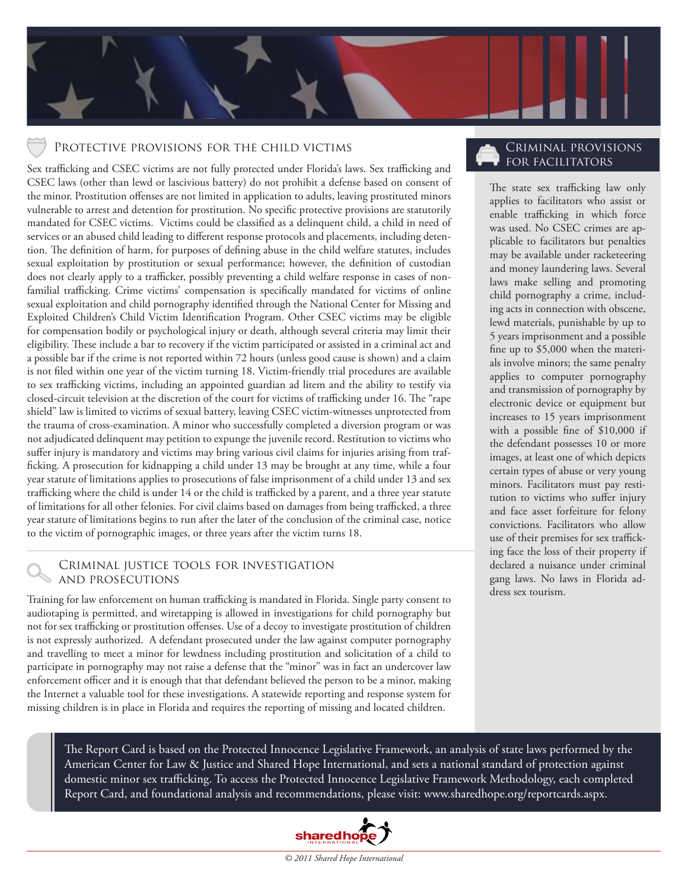## Protective provisions for the child victims

Sex trafficking and CSEC victims are not fully protected under Florida's laws. Sex trafficking and CSEC laws (other than lewd or lascivious battery) do not prohibit a defense based on consent of the minor. Prostitution offenses are not limited in application to adults, leaving prostituted minors vulnerable to arrest and detention for prostitution. No specific protective provisions are statutorily mandated for CSEC victims. Victims could be classified as a delinquent child, a child in need of services or an abused child leading to different response protocols and placements, including detention. The definition of harm, for purposes of defining abuse in the child welfare statutes, includes sexual exploitation by prostitution or sexual performance; however, the definition of custodian does not clearly apply to a trafficker, possibly preventing a child welfare response in cases of non-familial trafficking. Crime victims' compensation is specifically mandated for victims of online sexual exploitation and child pornography identified through the National Center for Missing and Exploited Children's Child Victim Identification Program. Other CSEC victims may be eligible for compensation bodily or psychological injury or death, although several criteria may limit their eligibility. These include a bar to recovery if the victim participated or assisted in a criminal act and a possible bar if the crime is not reported within 72 hours (unless good cause is shown) and a claim is not filed within one year of the victim turning 18. Victim-friendly trial procedures are available to sex trafficking victims, including an appointed guardian ad litem and the ability to testify via closed-circuit television at the discretion of the court for victims of trafficking under 16. The "rape shield" law is limited to victims of sexual battery, leaving CSEC victim-witnesses unprotected from the trauma of cross-examination. A minor who successfully completed a diversion program or was not adjudicated delinquent may petition to expunge the juvenile record. Restitution to victims who suffer injury is mandatory and victims may bring various civil claims for injuries arising from trafficking. A prosecution for kidnapping a child under 13 may be brought at any time, while a four year statute of limitations applies to prosecutions of false imprisonment of a child under 13 and sex trafficking where the child is under 14 or the child is trafficked by a parent, and a three year statute of limitations for all other felonies. For civil claims based on damages from being trafficked, a three year statute of limitations begins to run after the later of the conclusion of the criminal case, notice to the victim of pornographic images, or three years after the victim turns 18.

## Criminal justice tools for investigation and prosecutions

Training for law enforcement on human trafficking is mandated in Florida. Single party consent to audiotaping is permitted, and wiretapping is allowed in investigations for child pornography but not for sex trafficking or prostitution offenses. Use of a decoy to investigate prostitution of children is not expressly authorized. A defendant prosecuted under the law against computer pornography and travelling to meet a minor for lewdness including prostitution and solicitation of a child to participate in pornography may not raise a defense that the "minor" was in fact an undercover law enforcement officer and it is enough that that defendant believed the person to be a minor, making the Internet a valuable tool for these investigations. A statewide reporting and response system for missing children is in place in Florida and requires the reporting of missing and located children.

## Criminal provisions for facilitators

The state sex trafficking law only applies to facilitators who assist or enable trafficking in which force was used. No CSEC crimes are applicable to facilitators but penalties may be available under racketeering and money laundering laws. Several laws make selling and promoting child pornography a crime, including acts in connection with obscene, lewd materials, punishable by up to 5 years imprisonment and a possible fine up to $5,000 when the materials involve minors; the same penalty applies to computer pornography and transmission of pornography by electronic device or equipment but increases to 15 years imprisonment with a possible fine of $10,000 if the defendant possesses 10 or more images, at least one of which depicts certain types of abuse or very young minors. Facilitators must pay restitution to victims who suffer injury and face asset forfeiture for felony convictions. Facilitators who allow use of their premises for sex trafficking face the loss of their property if declared a nuisance under criminal gang laws. No laws in Florida address sex tourism.

The Report Card is based on the Protected Innocence Legislative Framework, an analysis of state laws performed by the American Center for Law & Justice and Shared Hope International, and sets a national standard of protection against domestic minor sex trafficking. To access the Protected Innocence Legislative Framework Methodology, each completed Report Card, and foundational analysis and recommendations, please visit: www.sharedhope.org/reportcards.aspx.

shared hope INTERNATIONAL

*© 2011 Shared Hope International*